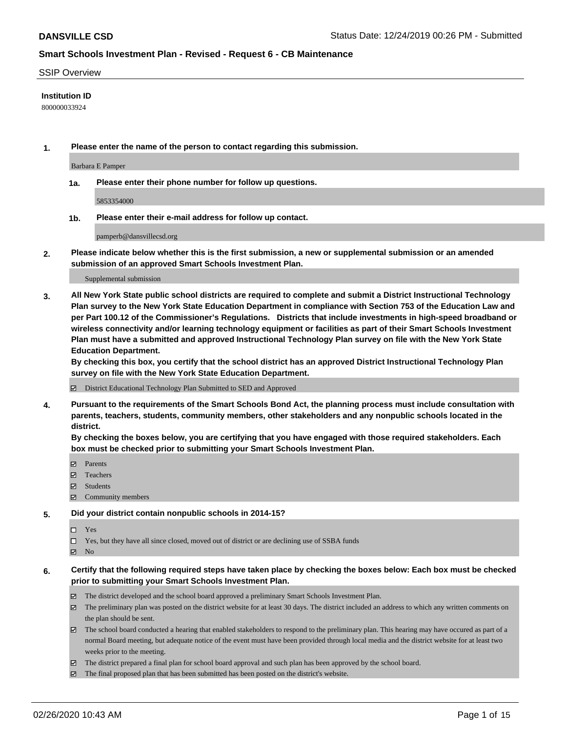**DANSVILLE CSD**

Status Date: 12/24/2019 00:26 PM - Submitted

**Smart Schools Investment Plan - Revised - Request 6 - CB Maintenance**

SSIP Overview

**Institution ID**

800000033924

**1. Please enter the name of the person to contact regarding this submission.**

Barbara E Pamper

**1a. Please enter their phone number for follow up questions.**

5853354000

**1b. Please enter their e-mail address for follow up contact.**

pamperb@dansvillecsd.org

**2. Please indicate below whether this is the first submission, a new or supplemental submission or an amended submission of an approved Smart Schools Investment Plan.**

Supplemental submission

**3. All New York State public school districts are required to complete and submit a District Instructional Technology Plan survey to the New York State Education Department in compliance with Section 753 of the Education Law and per Part 100.12 of the Commissioner's Regulations. Districts that include investments in high-speed broadband or wireless connectivity and/or learning technology equipment or facilities as part of their Smart Schools Investment Plan must have a submitted and approved Instructional Technology Plan survey on file with the New York State Education Department.**
**By checking this box, you certify that the school district has an approved District Instructional Technology Plan survey on file with the New York State Education Department.**

- [x] District Educational Technology Plan Submitted to SED and Approved

**4. Pursuant to the requirements of the Smart Schools Bond Act, the planning process must include consultation with parents, teachers, students, community members, other stakeholders and any nonpublic schools located in the district.**
**By checking the boxes below, you are certifying that you have engaged with those required stakeholders. Each box must be checked prior to submitting your Smart Schools Investment Plan.**

- [x] Parents
- [x] Teachers
- [x] Students
- [x] Community members

**5. Did your district contain nonpublic schools in 2014-15?**

- [ ] Yes
- [ ] Yes, but they have all since closed, moved out of district or are declining use of SSBA funds
- [x] No

**6. Certify that the following required steps have taken place by checking the boxes below: Each box must be checked prior to submitting your Smart Schools Investment Plan.**

- [x] The district developed and the school board approved a preliminary Smart Schools Investment Plan.
- [x] The preliminary plan was posted on the district website for at least 30 days. The district included an address to which any written comments on the plan should be sent.
- [x] The school board conducted a hearing that enabled stakeholders to respond to the preliminary plan. This hearing may have occured as part of a normal Board meeting, but adequate notice of the event must have been provided through local media and the district website for at least two weeks prior to the meeting.
- [x] The district prepared a final plan for school board approval and such plan has been approved by the school board.
- [x] The final proposed plan that has been submitted has been posted on the district's website.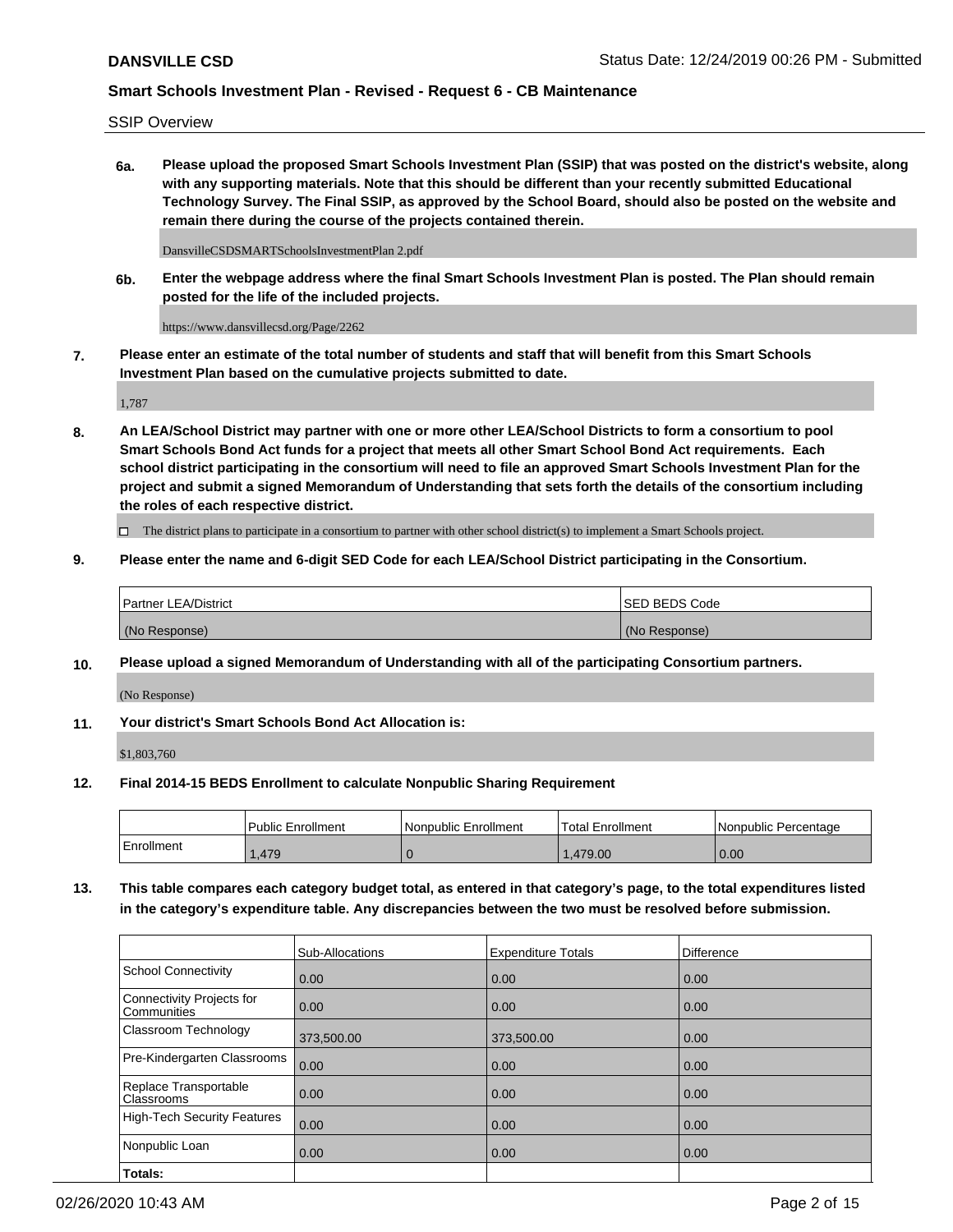SSIP Overview

**6a. Please upload the proposed Smart Schools Investment Plan (SSIP) that was posted on the district's website, along with any supporting materials. Note that this should be different than your recently submitted Educational Technology Survey. The Final SSIP, as approved by the School Board, should also be posted on the website and remain there during the course of the projects contained therein.**

DansvilleCSDSMARTSchoolsInvestmentPlan 2.pdf

**6b. Enter the webpage address where the final Smart Schools Investment Plan is posted. The Plan should remain posted for the life of the included projects.**

https://www.dansvillecsd.org/Page/2262

**7. Please enter an estimate of the total number of students and staff that will benefit from this Smart Schools Investment Plan based on the cumulative projects submitted to date.**

1,787

**8. An LEA/School District may partner with one or more other LEA/School Districts to form a consortium to pool Smart Schools Bond Act funds for a project that meets all other Smart School Bond Act requirements. Each school district participating in the consortium will need to file an approved Smart Schools Investment Plan for the project and submit a signed Memorandum of Understanding that sets forth the details of the consortium including the roles of each respective district.**

☐ The district plans to participate in a consortium to partner with other school district(s) to implement a Smart Schools project.

**9. Please enter the name and 6-digit SED Code for each LEA/School District participating in the Consortium.**

| Partner LEA/District | SED BEDS Code |
|---|---|
| (No Response) | (No Response) |

**10. Please upload a signed Memorandum of Understanding with all of the participating Consortium partners.**

(No Response)

**11. Your district's Smart Schools Bond Act Allocation is:**

$1,803,760

**12. Final 2014-15 BEDS Enrollment to calculate Nonpublic Sharing Requirement**

| | Public Enrollment | Nonpublic Enrollment | Total Enrollment | Nonpublic Percentage |
|---|---|---|---|---|
| Enrollment | 1,479 | 0 | 1,479.00 | 0.00 |

**13. This table compares each category budget total, as entered in that category's page, to the total expenditures listed in the category's expenditure table. Any discrepancies between the two must be resolved before submission.**

| | Sub-Allocations | Expenditure Totals | Difference |
|---|---|---|---|
| School Connectivity | 0.00 | 0.00 | 0.00 |
| Connectivity Projects for Communities | 0.00 | 0.00 | 0.00 |
| Classroom Technology | 373,500.00 | 373,500.00 | 0.00 |
| Pre-Kindergarten Classrooms | 0.00 | 0.00 | 0.00 |
| Replace Transportable Classrooms | 0.00 | 0.00 | 0.00 |
| High-Tech Security Features | 0.00 | 0.00 | 0.00 |
| Nonpublic Loan | 0.00 | 0.00 | 0.00 |
| **Totals:** | | | |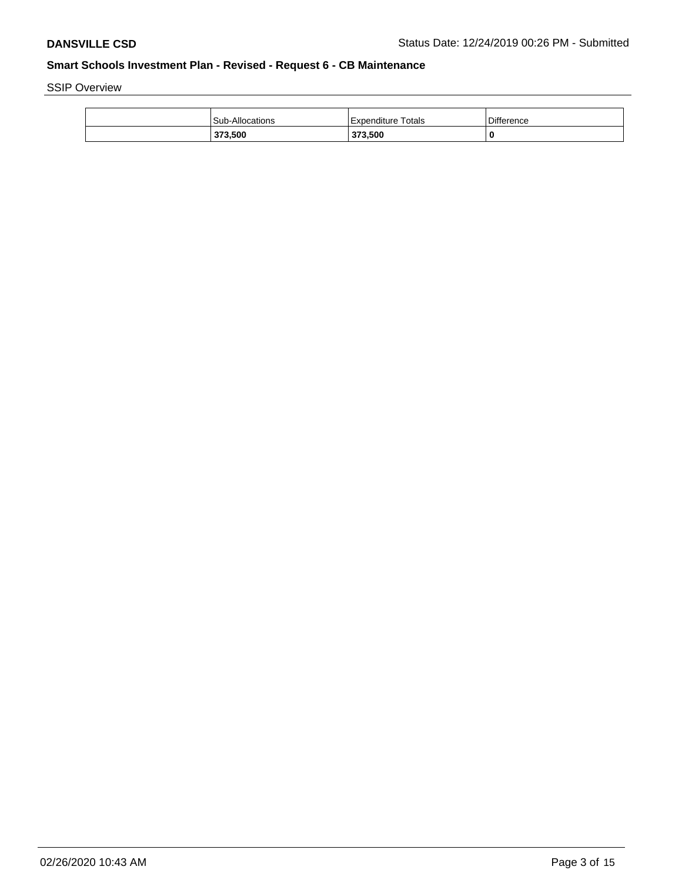SSIP Overview

| | Sub-Allocations | Expenditure Totals | Difference |
|---|---|---|---|
| | **373,500** | **373,500** | **0** |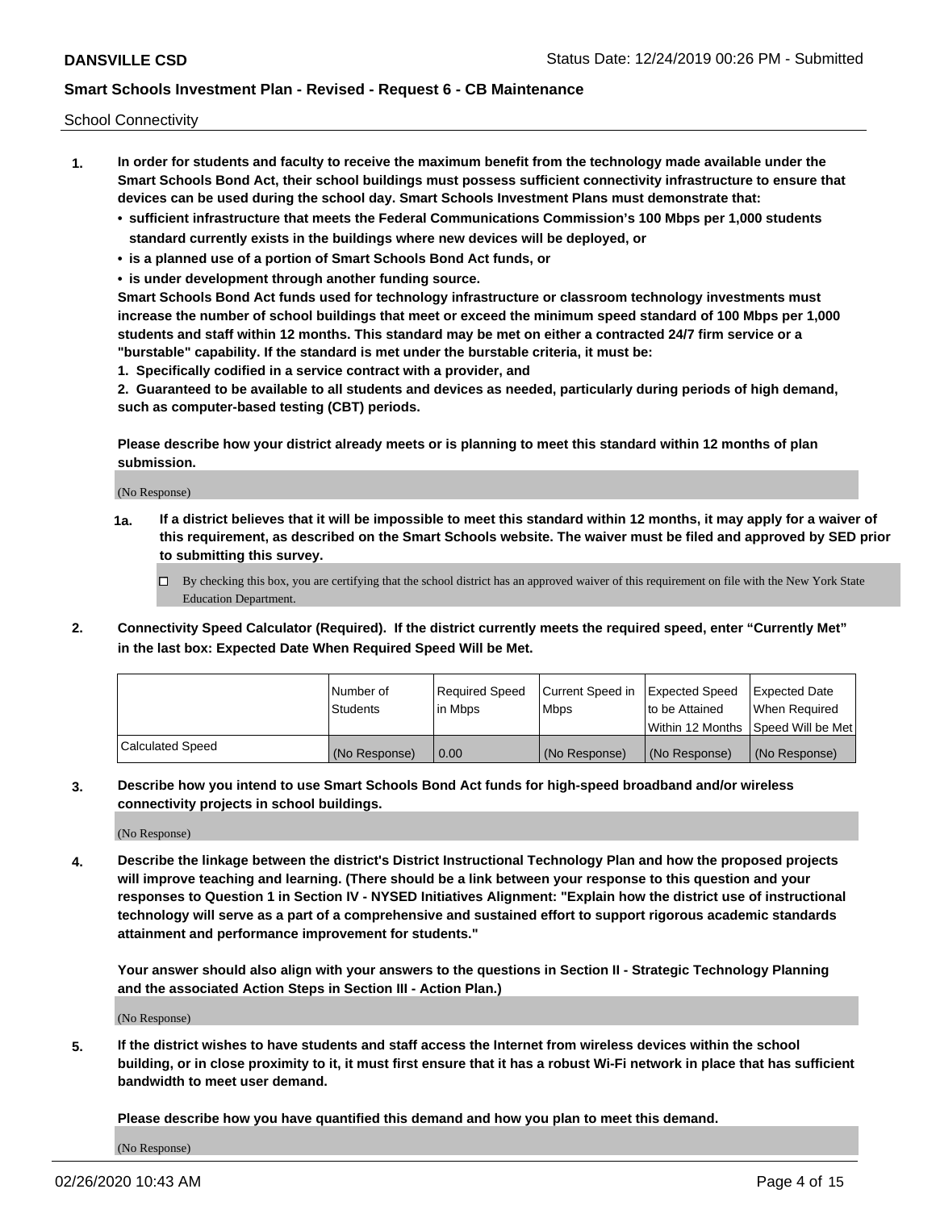School Connectivity

1. **In order for students and faculty to receive the maximum benefit from the technology made available under the Smart Schools Bond Act, their school buildings must possess sufficient connectivity infrastructure to ensure that devices can be used during the school day. Smart Schools Investment Plans must demonstrate that:**
   - **sufficient infrastructure that meets the Federal Communications Commission's 100 Mbps per 1,000 students standard currently exists in the buildings where new devices will be deployed, or**
   - **is a planned use of a portion of Smart Schools Bond Act funds, or**
   - **is under development through another funding source.**

   **Smart Schools Bond Act funds used for technology infrastructure or classroom technology investments must increase the number of school buildings that meet or exceed the minimum speed standard of 100 Mbps per 1,000 students and staff within 12 months. This standard may be met on either a contracted 24/7 firm service or a "burstable" capability. If the standard is met under the burstable criteria, it must be:**

   **1. Specifically codified in a service contract with a provider, and**

   **2. Guaranteed to be available to all students and devices as needed, particularly during periods of high demand, such as computer-based testing (CBT) periods.**

   **Please describe how your district already meets or is planning to meet this standard within 12 months of plan submission.**

   (No Response)

   **1a. If a district believes that it will be impossible to meet this standard within 12 months, it may apply for a waiver of this requirement, as described on the Smart Schools website. The waiver must be filed and approved by SED prior to submitting this survey.**

   ☐ By checking this box, you are certifying that the school district has an approved waiver of this requirement on file with the New York State Education Department.

2. **Connectivity Speed Calculator (Required). If the district currently meets the required speed, enter "Currently Met" in the last box: Expected Date When Required Speed Will be Met.**

|  | Number of Students | Required Speed in Mbps | Current Speed in Mbps | Expected Speed to be Attained Within 12 Months | Expected Date When Required Speed Will be Met |
|---|---|---|---|---|---|
| Calculated Speed | (No Response) | 0.00 | (No Response) | (No Response) | (No Response) |

3. **Describe how you intend to use Smart Schools Bond Act funds for high-speed broadband and/or wireless connectivity projects in school buildings.**

   (No Response)

4. **Describe the linkage between the district's District Instructional Technology Plan and how the proposed projects will improve teaching and learning. (There should be a link between your response to this question and your responses to Question 1 in Section IV - NYSED Initiatives Alignment: "Explain how the district use of instructional technology will serve as a part of a comprehensive and sustained effort to support rigorous academic standards attainment and performance improvement for students."**

   **Your answer should also align with your answers to the questions in Section II - Strategic Technology Planning and the associated Action Steps in Section III - Action Plan.)**

   (No Response)

5. **If the district wishes to have students and staff access the Internet from wireless devices within the school building, or in close proximity to it, it must first ensure that it has a robust Wi-Fi network in place that has sufficient bandwidth to meet user demand.**

   **Please describe how you have quantified this demand and how you plan to meet this demand.**

   (No Response)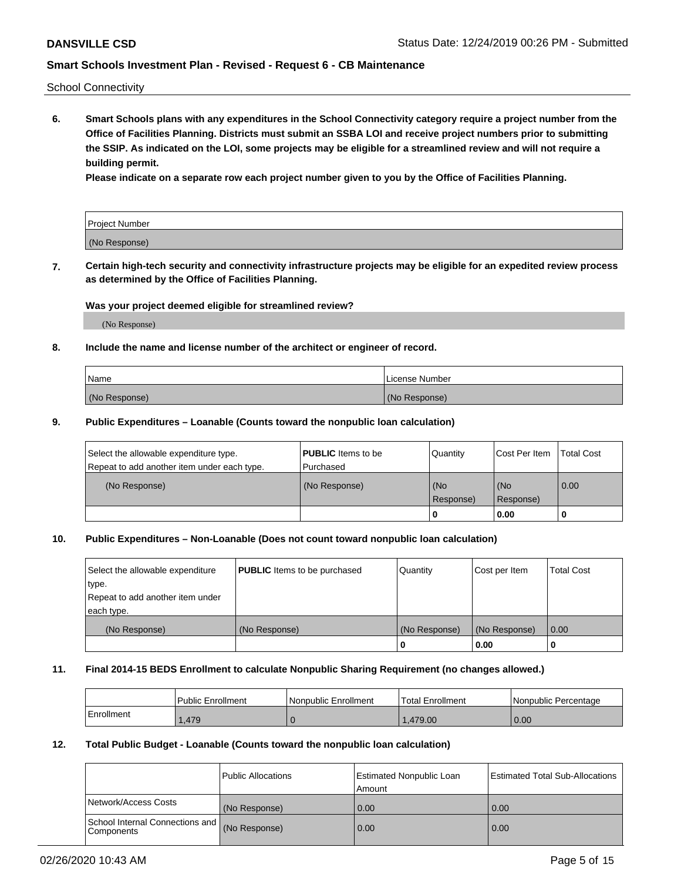School Connectivity

**6. Smart Schools plans with any expenditures in the School Connectivity category require a project number from the Office of Facilities Planning. Districts must submit an SSBA LOI and receive project numbers prior to submitting the SSIP. As indicated on the LOI, some projects may be eligible for a streamlined review and will not require a building permit.**

**Please indicate on a separate row each project number given to you by the Office of Facilities Planning.**

| Project Number |
|---|
| (No Response) |

**7. Certain high-tech security and connectivity infrastructure projects may be eligible for an expedited review process as determined by the Office of Facilities Planning.**

**Was your project deemed eligible for streamlined review?**

(No Response)

**8. Include the name and license number of the architect or engineer of record.**

| Name | License Number |
|---|---|
| (No Response) | (No Response) |

**9. Public Expenditures – Loanable (Counts toward the nonpublic loan calculation)**

| Select the allowable expenditure type. Repeat to add another item under each type. | **PUBLIC** Items to be Purchased | Quantity | Cost Per Item | Total Cost |
|---|---|---|---|---|
| (No Response) | (No Response) | (No Response) | (No Response) | 0.00 |
| | | 0 | 0.00 | 0 |

**10. Public Expenditures – Non-Loanable (Does not count toward nonpublic loan calculation)**

| Select the allowable expenditure type. Repeat to add another item under each type. | **PUBLIC** Items to be purchased | Quantity | Cost per Item | Total Cost |
|---|---|---|---|---|
| (No Response) | (No Response) | (No Response) | (No Response) | 0.00 |
| | | 0 | 0.00 | 0 |

**11. Final 2014-15 BEDS Enrollment to calculate Nonpublic Sharing Requirement (no changes allowed.)**

| | Public Enrollment | Nonpublic Enrollment | Total Enrollment | Nonpublic Percentage |
|---|---|---|---|---|
| Enrollment | 1,479 | 0 | 1,479.00 | 0.00 |

**12. Total Public Budget - Loanable (Counts toward the nonpublic loan calculation)**

| | Public Allocations | Estimated Nonpublic Loan Amount | Estimated Total Sub-Allocations |
|---|---|---|---|
| Network/Access Costs | (No Response) | 0.00 | 0.00 |
| School Internal Connections and Components | (No Response) | 0.00 | 0.00 |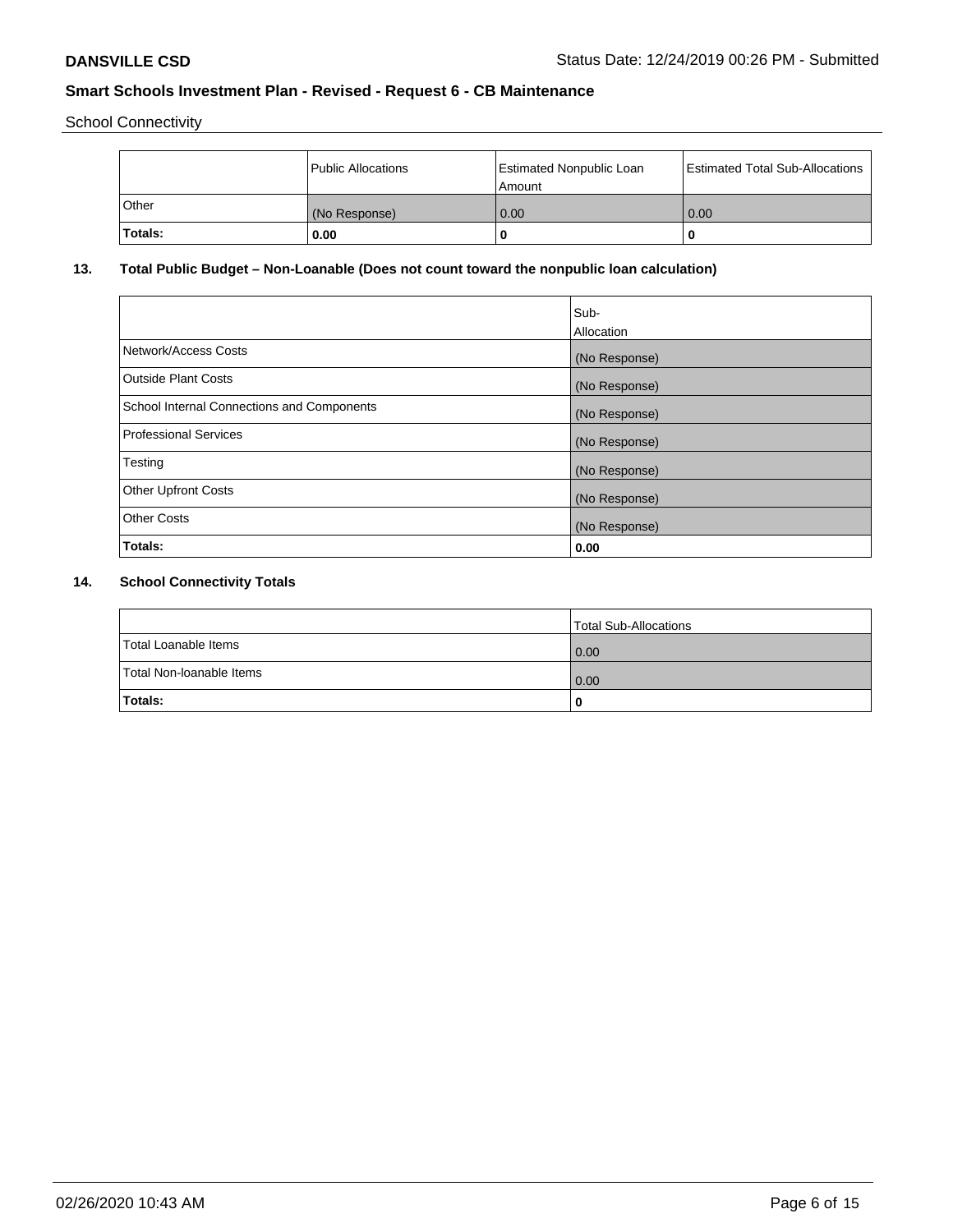School Connectivity

|  | Public Allocations | Estimated Nonpublic Loan Amount | Estimated Total Sub-Allocations |
| --- | --- | --- | --- |
| Other | (No Response) | 0.00 | 0.00 |
| **Totals:** | **0.00** | **0** | **0** |

## 13. Total Public Budget – Non-Loanable (Does not count toward the nonpublic loan calculation)

|  | Sub-Allocation |
| --- | --- |
| Network/Access Costs | (No Response) |
| Outside Plant Costs | (No Response) |
| School Internal Connections and Components | (No Response) |
| Professional Services | (No Response) |
| Testing | (No Response) |
| Other Upfront Costs | (No Response) |
| Other Costs | (No Response) |
| **Totals:** | **0.00** |

## 14. School Connectivity Totals

|  | Total Sub-Allocations |
| --- | --- |
| Total Loanable Items | 0.00 |
| Total Non-loanable Items | 0.00 |
| **Totals:** | **0** |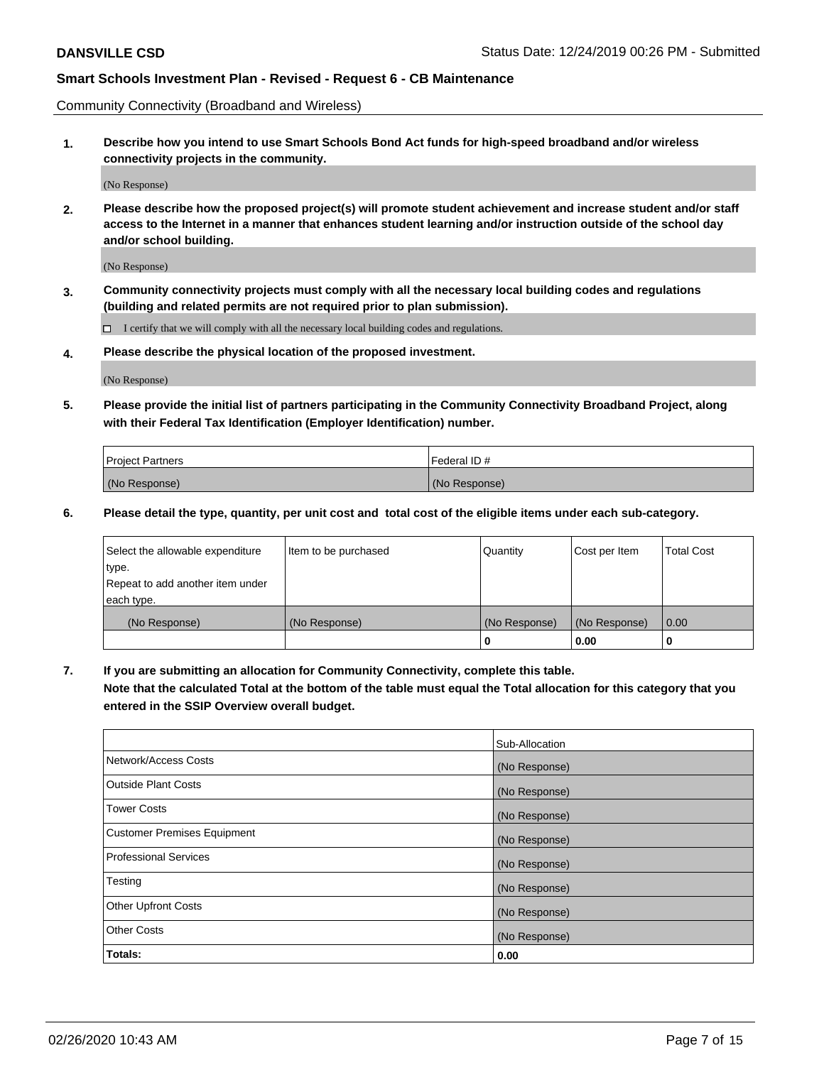Community Connectivity (Broadband and Wireless)

**1. Describe how you intend to use Smart Schools Bond Act funds for high-speed broadband and/or wireless connectivity projects in the community.**

(No Response)

**2. Please describe how the proposed project(s) will promote student achievement and increase student and/or staff access to the Internet in a manner that enhances student learning and/or instruction outside of the school day and/or school building.**

(No Response)

**3. Community connectivity projects must comply with all the necessary local building codes and regulations (building and related permits are not required prior to plan submission).**

☐ I certify that we will comply with all the necessary local building codes and regulations.

**4. Please describe the physical location of the proposed investment.**

(No Response)

**5. Please provide the initial list of partners participating in the Community Connectivity Broadband Project, along with their Federal Tax Identification (Employer Identification) number.**

| Project Partners | Federal ID # |
|---|---|
| (No Response) | (No Response) |

**6. Please detail the type, quantity, per unit cost and total cost of the eligible items under each sub-category.**

| Select the allowable expenditure type. Repeat to add another item under each type. | Item to be purchased | Quantity | Cost per Item | Total Cost |
|---|---|---|---|---|
| (No Response) | (No Response) | (No Response) | (No Response) | 0.00 |
| | | 0 | 0.00 | 0 |

**7. If you are submitting an allocation for Community Connectivity, complete this table. Note that the calculated Total at the bottom of the table must equal the Total allocation for this category that you entered in the SSIP Overview overall budget.**

| | Sub-Allocation |
|---|---|
| Network/Access Costs | (No Response) |
| Outside Plant Costs | (No Response) |
| Tower Costs | (No Response) |
| Customer Premises Equipment | (No Response) |
| Professional Services | (No Response) |
| Testing | (No Response) |
| Other Upfront Costs | (No Response) |
| Other Costs | (No Response) |
| **Totals:** | **0.00** |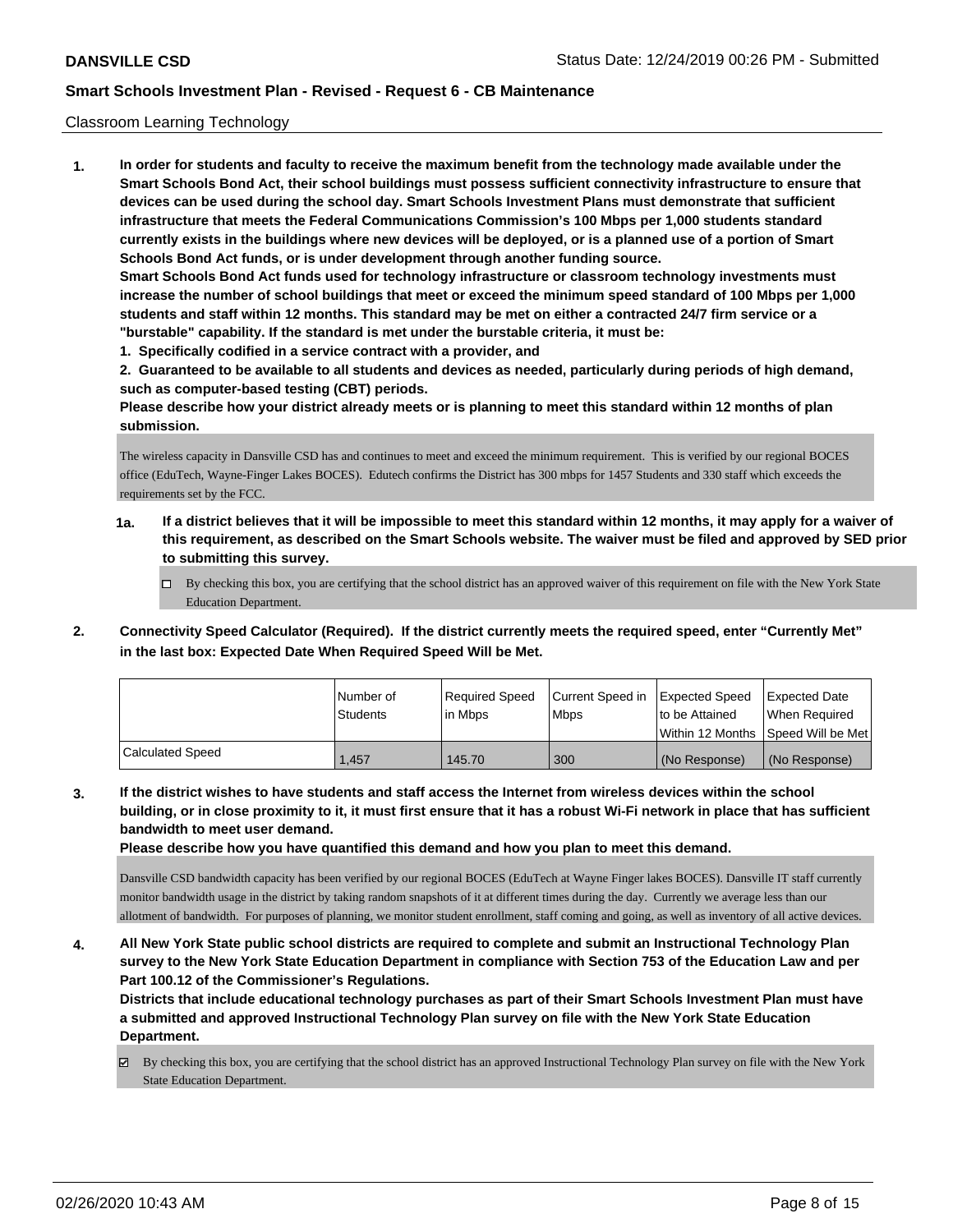Classroom Learning Technology

1. **In order for students and faculty to receive the maximum benefit from the technology made available under the Smart Schools Bond Act, their school buildings must possess sufficient connectivity infrastructure to ensure that devices can be used during the school day. Smart Schools Investment Plans must demonstrate that sufficient infrastructure that meets the Federal Communications Commission's 100 Mbps per 1,000 students standard currently exists in the buildings where new devices will be deployed, or is a planned use of a portion of Smart Schools Bond Act funds, or is under development through another funding source.**
   **Smart Schools Bond Act funds used for technology infrastructure or classroom technology investments must increase the number of school buildings that meet or exceed the minimum speed standard of 100 Mbps per 1,000 students and staff within 12 months. This standard may be met on either a contracted 24/7 firm service or a "burstable" capability. If the standard is met under the burstable criteria, it must be:**
   **1. Specifically codified in a service contract with a provider, and**
   **2. Guaranteed to be available to all students and devices as needed, particularly during periods of high demand, such as computer-based testing (CBT) periods.**
   **Please describe how your district already meets or is planning to meet this standard within 12 months of plan submission.**

   The wireless capacity in Dansville CSD has and continues to meet and exceed the minimum requirement. This is verified by our regional BOCES office (EduTech, Wayne-Finger Lakes BOCES). Edutech confirms the District has 300 mbps for 1457 Students and 330 staff which exceeds the requirements set by the FCC.

   **1a. If a district believes that it will be impossible to meet this standard within 12 months, it may apply for a waiver of this requirement, as described on the Smart Schools website. The waiver must be filed and approved by SED prior to submitting this survey.**

   ☐ By checking this box, you are certifying that the school district has an approved waiver of this requirement on file with the New York State Education Department.

2. **Connectivity Speed Calculator (Required). If the district currently meets the required speed, enter "Currently Met" in the last box: Expected Date When Required Speed Will be Met.**

| | Number of Students | Required Speed in Mbps | Current Speed in Mbps | Expected Speed to be Attained Within 12 Months | Expected Date When Required Speed Will be Met |
|---|---|---|---|---|---|
| Calculated Speed | 1,457 | 145.70 | 300 | (No Response) | (No Response) |

3. **If the district wishes to have students and staff access the Internet from wireless devices within the school building, or in close proximity to it, it must first ensure that it has a robust Wi-Fi network in place that has sufficient bandwidth to meet user demand.**
   **Please describe how you have quantified this demand and how you plan to meet this demand.**

   Dansville CSD bandwidth capacity has been verified by our regional BOCES (EduTech at Wayne Finger lakes BOCES). Dansville IT staff currently monitor bandwidth usage in the district by taking random snapshots of it at different times during the day. Currently we average less than our allotment of bandwidth. For purposes of planning, we monitor student enrollment, staff coming and going, as well as inventory of all active devices.

4. **All New York State public school districts are required to complete and submit an Instructional Technology Plan survey to the New York State Education Department in compliance with Section 753 of the Education Law and per Part 100.12 of the Commissioner's Regulations.**
   **Districts that include educational technology purchases as part of their Smart Schools Investment Plan must have a submitted and approved Instructional Technology Plan survey on file with the New York State Education Department.**

   ☑ By checking this box, you are certifying that the school district has an approved Instructional Technology Plan survey on file with the New York State Education Department.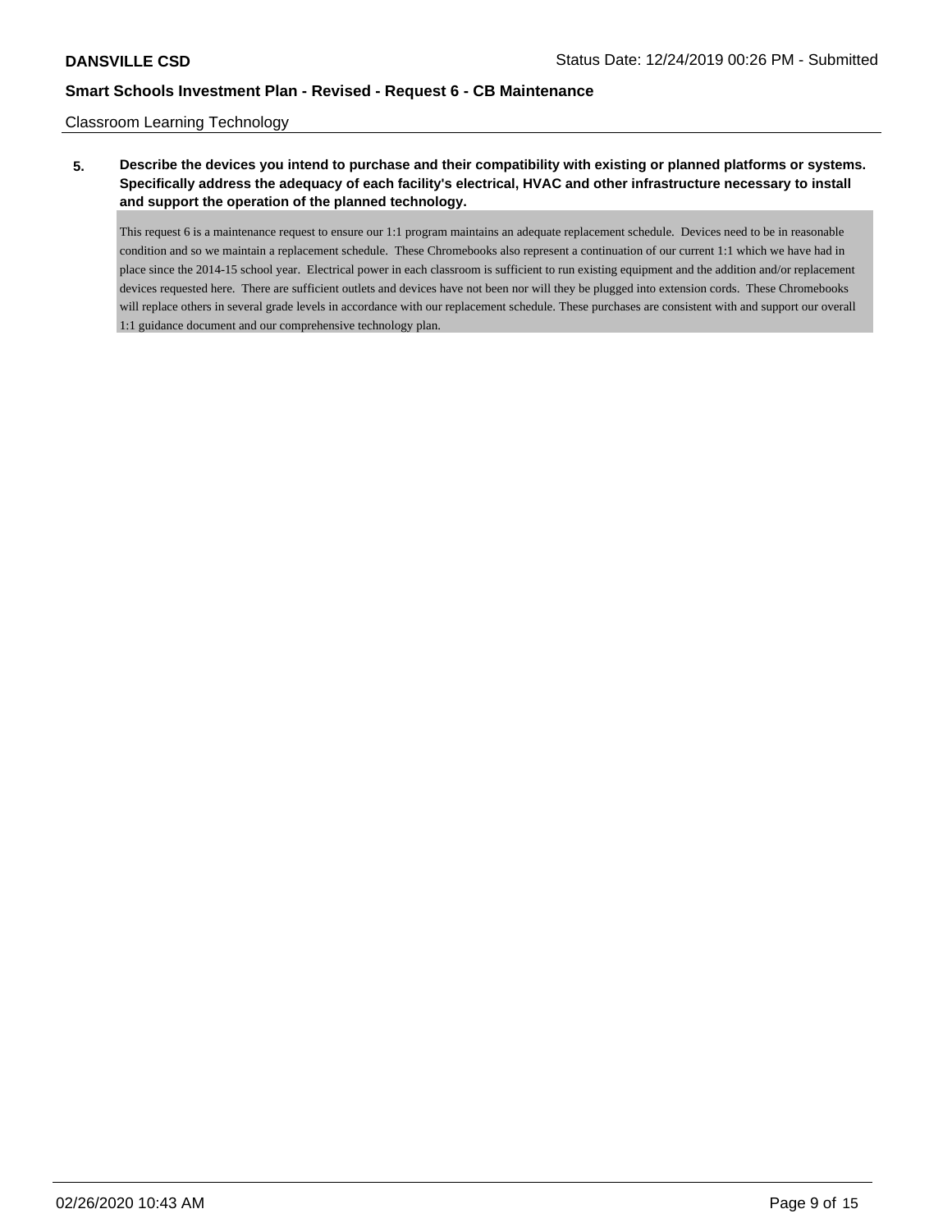Classroom Learning Technology

**5. Describe the devices you intend to purchase and their compatibility with existing or planned platforms or systems. Specifically address the adequacy of each facility's electrical, HVAC and other infrastructure necessary to install and support the operation of the planned technology.**

This request 6 is a maintenance request to ensure our 1:1 program maintains an adequate replacement schedule. Devices need to be in reasonable condition and so we maintain a replacement schedule. These Chromebooks also represent a continuation of our current 1:1 which we have had in place since the 2014-15 school year. Electrical power in each classroom is sufficient to run existing equipment and the addition and/or replacement devices requested here. There are sufficient outlets and devices have not been nor will they be plugged into extension cords. These Chromebooks will replace others in several grade levels in accordance with our replacement schedule. These purchases are consistent with and support our overall 1:1 guidance document and our comprehensive technology plan.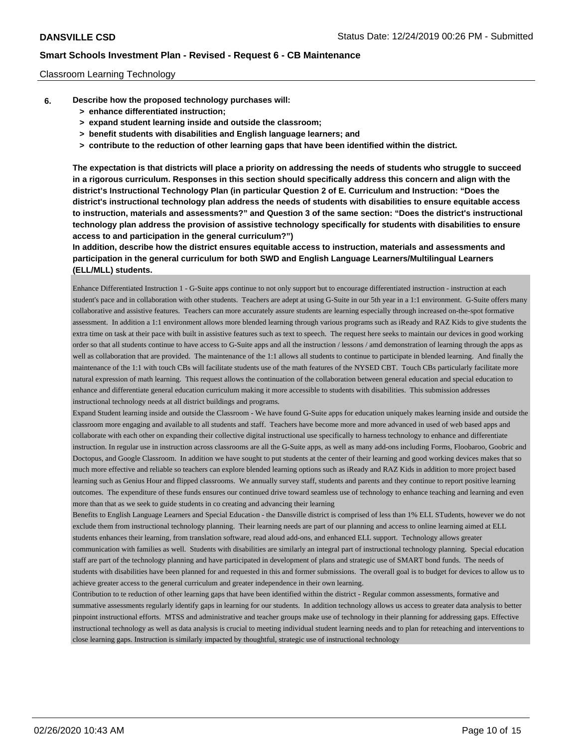Classroom Learning Technology

**6. Describe how the proposed technology purchases will:**

- **> enhance differentiated instruction;**
- **> expand student learning inside and outside the classroom;**
- **> benefit students with disabilities and English language learners; and**
- **> contribute to the reduction of other learning gaps that have been identified within the district.**

**The expectation is that districts will place a priority on addressing the needs of students who struggle to succeed in a rigorous curriculum. Responses in this section should specifically address this concern and align with the district's Instructional Technology Plan (in particular Question 2 of E. Curriculum and Instruction: "Does the district's instructional technology plan address the needs of students with disabilities to ensure equitable access to instruction, materials and assessments?" and Question 3 of the same section: "Does the district's instructional technology plan address the provision of assistive technology specifically for students with disabilities to ensure access to and participation in the general curriculum?")**

**In addition, describe how the district ensures equitable access to instruction, materials and assessments and participation in the general curriculum for both SWD and English Language Learners/Multilingual Learners (ELL/MLL) students.**

Enhance Differentiated Instruction 1 - G-Suite apps continue to not only support but to encourage differentiated instruction - instruction at each student's pace and in collaboration with other students. Teachers are adept at using G-Suite in our 5th year in a 1:1 environment. G-Suite offers many collaborative and assistive features. Teachers can more accurately assure students are learning especially through increased on-the-spot formative assessment. In addition a 1:1 environment allows more blended learning through various programs such as iReady and RAZ Kids to give students the extra time on task at their pace with built in assistive features such as text to speech. The request here seeks to maintain our devices in good working order so that all students continue to have access to G-Suite apps and all the instruction / lessons / amd demonstration of learning through the apps as well as collaboration that are provided. The maintenance of the 1:1 allows all students to continue to participate in blended learning. And finally the maintenance of the 1:1 with touch CBs will facilitate students use of the math features of the NYSED CBT. Touch CBs particularly facilitate more natural expression of math learning. This request allows the continuation of the collaboration between general education and special education to enhance and differentiate general education curriculum making it more accessible to students with disabilities. This submission addresses instructional technology needs at all district buildings and programs.

Expand Student learning inside and outside the Classroom - We have found G-Suite apps for education uniquely makes learning inside and outside the classroom more engaging and available to all students and staff. Teachers have become more and more advanced in used of web based apps and collaborate with each other on expanding their collective digital instructional use specifically to harness technology to enhance and differentiate instruction. In regular use in instruction across classrooms are all the G-Suite apps, as well as many add-ons including Forms, Floobaroo, Goobric and Doctopus, and Google Classroom. In addition we have sought to put students at the center of their learning and good working devices makes that so much more effective and reliable so teachers can explore blended learning options such as iReady and RAZ Kids in addition to more project based learning such as Genius Hour and flipped classrooms. We annually survey staff, students and parents and they continue to report positive learning outcomes. The expenditure of these funds ensures our continued drive toward seamless use of technology to enhance teaching and learning and even more than that as we seek to guide students in co creating and advancing their learning

Benefits to English Language Learners and Special Education - the Dansville district is comprised of less than 1% ELL STudents, however we do not exclude them from instructional technology planning. Their learning needs are part of our planning and access to online learning aimed at ELL students enhances their learning, from translation software, read aloud add-ons, and enhanced ELL support. Technology allows greater communication with families as well. Students with disabilities are similarly an integral part of instructional technology planning. Special education staff are part of the technology planning and have participated in development of plans and strategic use of SMART bond funds. The needs of students with disabilities have been planned for and requested in this and former submissions. The overall goal is to budget for devices to allow us to achieve greater access to the general curriculum and greater independence in their own learning.

Contribution to te reduction of other learning gaps that have been identified within the district - Regular common assessments, formative and summative assessments regularly identify gaps in learning for our students. In addition technology allows us access to greater data analysis to better pinpoint instructional efforts. MTSS and administrative and teacher groups make use of technology in their planning for addressing gaps. Effective instructional technology as well as data analysis is crucial to meeting individual student learning needs and to plan for reteaching and interventions to close learning gaps. Instruction is similarly impacted by thoughtful, strategic use of instructional technology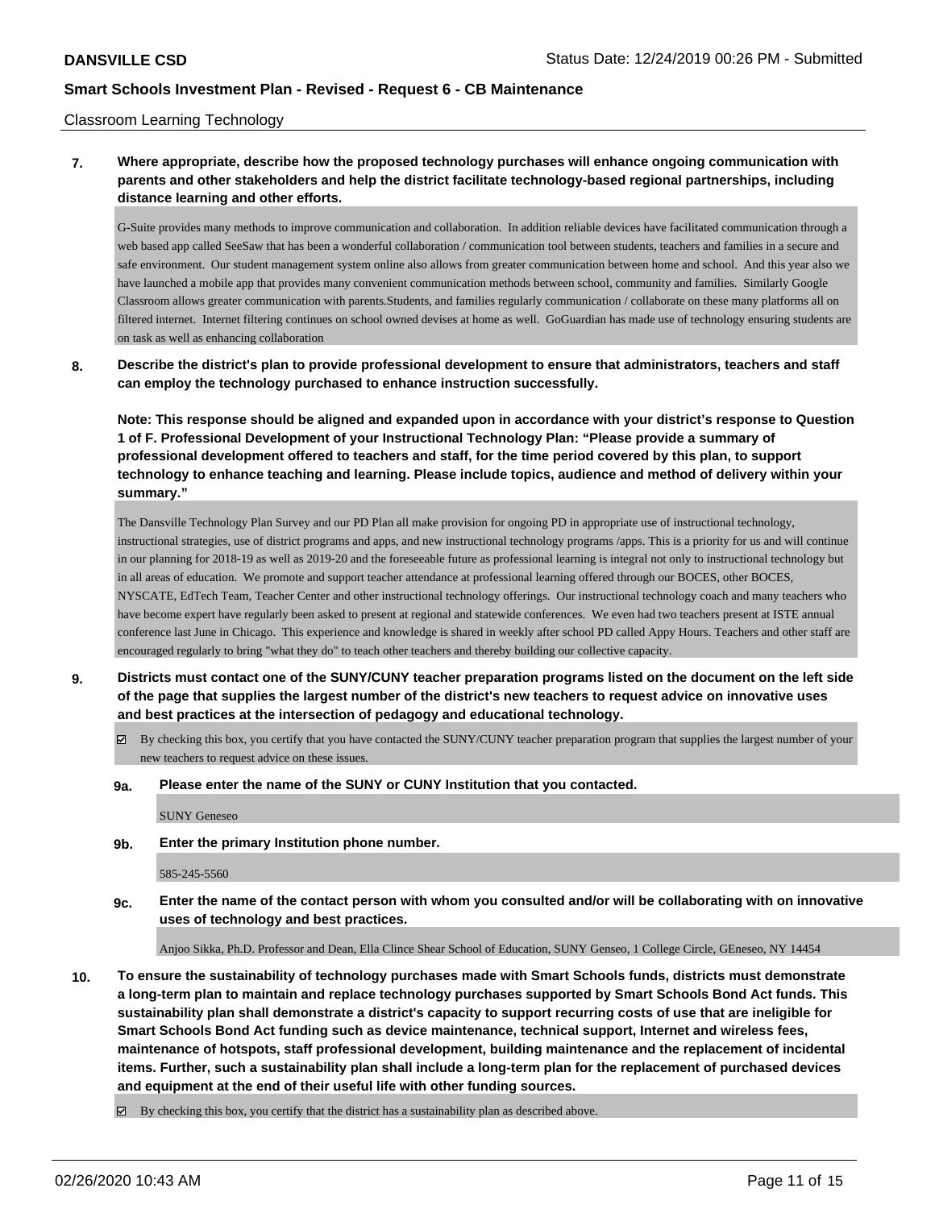Classroom Learning Technology

**7. Where appropriate, describe how the proposed technology purchases will enhance ongoing communication with parents and other stakeholders and help the district facilitate technology-based regional partnerships, including distance learning and other efforts.**

G-Suite provides many methods to improve communication and collaboration. In addition reliable devices have facilitated communication through a web based app called SeeSaw that has been a wonderful collaboration / communication tool between students, teachers and families in a secure and safe environment. Our student management system online also allows from greater communication between home and school. And this year also we have launched a mobile app that provides many convenient communication methods between school, community and families. Similarly Google Classroom allows greater communication with parents.Students, and families regularly communication / collaborate on these many platforms all on filtered internet. Internet filtering continues on school owned devises at home as well. GoGuardian has made use of technology ensuring students are on task as well as enhancing collaboration

**8. Describe the district's plan to provide professional development to ensure that administrators, teachers and staff can employ the technology purchased to enhance instruction successfully.**

**Note: This response should be aligned and expanded upon in accordance with your district's response to Question 1 of F. Professional Development of your Instructional Technology Plan: "Please provide a summary of professional development offered to teachers and staff, for the time period covered by this plan, to support technology to enhance teaching and learning. Please include topics, audience and method of delivery within your summary."**

The Dansville Technology Plan Survey and our PD Plan all make provision for ongoing PD in appropriate use of instructional technology, instructional strategies, use of district programs and apps, and new instructional technology programs /apps. This is a priority for us and will continue in our planning for 2018-19 as well as 2019-20 and the foreseeable future as professional learning is integral not only to instructional technology but in all areas of education. We promote and support teacher attendance at professional learning offered through our BOCES, other BOCES, NYSCATE, EdTech Team, Teacher Center and other instructional technology offerings. Our instructional technology coach and many teachers who have become expert have regularly been asked to present at regional and statewide conferences. We even had two teachers present at ISTE annual conference last June in Chicago. This experience and knowledge is shared in weekly after school PD called Appy Hours. Teachers and other staff are encouraged regularly to bring "what they do" to teach other teachers and thereby building our collective capacity.

**9. Districts must contact one of the SUNY/CUNY teacher preparation programs listed on the document on the left side of the page that supplies the largest number of the district's new teachers to request advice on innovative uses and best practices at the intersection of pedagogy and educational technology.**

☑ By checking this box, you certify that you have contacted the SUNY/CUNY teacher preparation program that supplies the largest number of your new teachers to request advice on these issues.

**9a. Please enter the name of the SUNY or CUNY Institution that you contacted.**

SUNY Geneseo

**9b. Enter the primary Institution phone number.**

585-245-5560

**9c. Enter the name of the contact person with whom you consulted and/or will be collaborating with on innovative uses of technology and best practices.**

Anjoo Sikka, Ph.D. Professor and Dean, Ella Clince Shear School of Education, SUNY Genseo, 1 College Circle, GEneseo, NY 14454

**10. To ensure the sustainability of technology purchases made with Smart Schools funds, districts must demonstrate a long-term plan to maintain and replace technology purchases supported by Smart Schools Bond Act funds. This sustainability plan shall demonstrate a district's capacity to support recurring costs of use that are ineligible for Smart Schools Bond Act funding such as device maintenance, technical support, Internet and wireless fees, maintenance of hotspots, staff professional development, building maintenance and the replacement of incidental items. Further, such a sustainability plan shall include a long-term plan for the replacement of purchased devices and equipment at the end of their useful life with other funding sources.**

☑ By checking this box, you certify that the district has a sustainability plan as described above.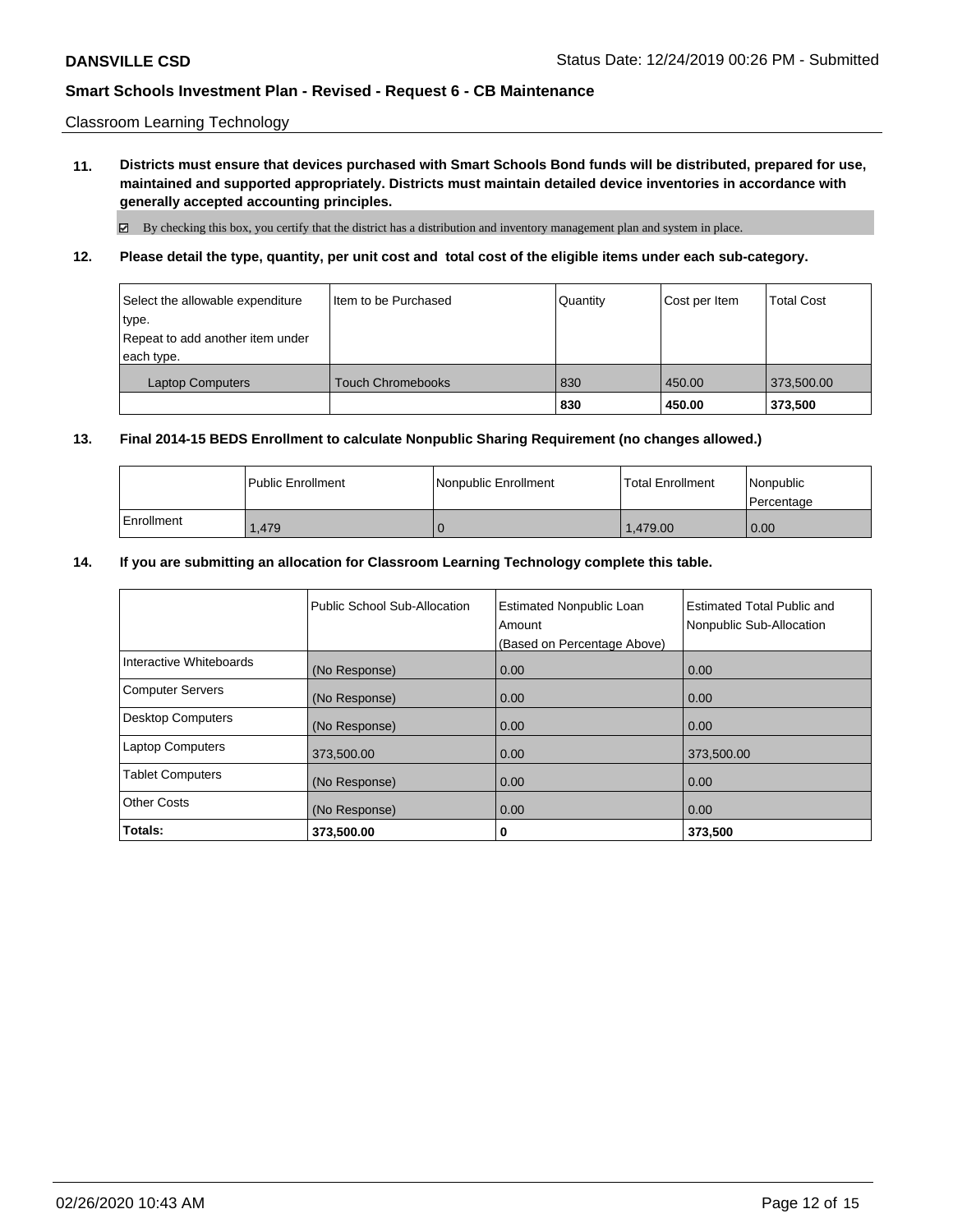Classroom Learning Technology

**11. Districts must ensure that devices purchased with Smart Schools Bond funds will be distributed, prepared for use, maintained and supported appropriately. Districts must maintain detailed device inventories in accordance with generally accepted accounting principles.**

☑ By checking this box, you certify that the district has a distribution and inventory management plan and system in place.

**12. Please detail the type, quantity, per unit cost and total cost of the eligible items under each sub-category.**

| Select the allowable expenditure type. Repeat to add another item under each type. | Item to be Purchased | Quantity | Cost per Item | Total Cost |
|---|---|---|---|---|
| Laptop Computers | Touch Chromebooks | 830 | 450.00 | 373,500.00 |
| | | **830** | **450.00** | **373,500** |

**13. Final 2014-15 BEDS Enrollment to calculate Nonpublic Sharing Requirement (no changes allowed.)**

| | Public Enrollment | Nonpublic Enrollment | Total Enrollment | Nonpublic Percentage |
|---|---|---|---|---|
| Enrollment | 1,479 | 0 | 1,479.00 | 0.00 |

**14. If you are submitting an allocation for Classroom Learning Technology complete this table.**

| | Public School Sub-Allocation | Estimated Nonpublic Loan Amount (Based on Percentage Above) | Estimated Total Public and Nonpublic Sub-Allocation |
|---|---|---|---|
| Interactive Whiteboards | (No Response) | 0.00 | 0.00 |
| Computer Servers | (No Response) | 0.00 | 0.00 |
| Desktop Computers | (No Response) | 0.00 | 0.00 |
| Laptop Computers | 373,500.00 | 0.00 | 373,500.00 |
| Tablet Computers | (No Response) | 0.00 | 0.00 |
| Other Costs | (No Response) | 0.00 | 0.00 |
| **Totals:** | **373,500.00** | **0** | **373,500** |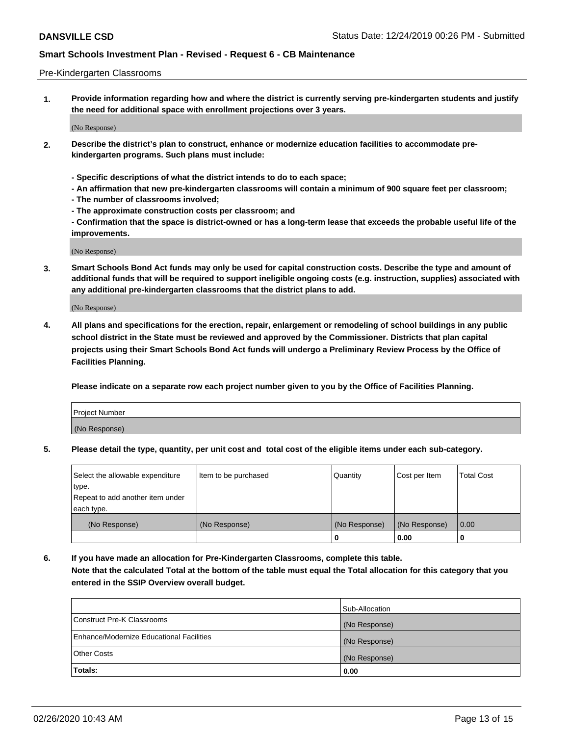Pre-Kindergarten Classrooms

1. **Provide information regarding how and where the district is currently serving pre-kindergarten students and justify the need for additional space with enrollment projections over 3 years.**

(No Response)

2. **Describe the district's plan to construct, enhance or modernize education facilities to accommodate pre-kindergarten programs. Such plans must include:**

**- Specific descriptions of what the district intends to do to each space;**
**- An affirmation that new pre-kindergarten classrooms will contain a minimum of 900 square feet per classroom;**
**- The number of classrooms involved;**
**- The approximate construction costs per classroom; and**
**- Confirmation that the space is district-owned or has a long-term lease that exceeds the probable useful life of the improvements.**

(No Response)

3. **Smart Schools Bond Act funds may only be used for capital construction costs. Describe the type and amount of additional funds that will be required to support ineligible ongoing costs (e.g. instruction, supplies) associated with any additional pre-kindergarten classrooms that the district plans to add.**

(No Response)

4. **All plans and specifications for the erection, repair, enlargement or remodeling of school buildings in any public school district in the State must be reviewed and approved by the Commissioner. Districts that plan capital projects using their Smart Schools Bond Act funds will undergo a Preliminary Review Process by the Office of Facilities Planning.**

**Please indicate on a separate row each project number given to you by the Office of Facilities Planning.**

| Project Number |
|---|
| (No Response) |

5. **Please detail the type, quantity, per unit cost and total cost of the eligible items under each sub-category.**

| Select the allowable expenditure type. Repeat to add another item under each type. | Item to be purchased | Quantity | Cost per Item | Total Cost |
|---|---|---|---|---|
| (No Response) | (No Response) | (No Response) | (No Response) | 0.00 |
| | | 0 | 0.00 | 0 |

6. **If you have made an allocation for Pre-Kindergarten Classrooms, complete this table.**
**Note that the calculated Total at the bottom of the table must equal the Total allocation for this category that you entered in the SSIP Overview overall budget.**

| | Sub-Allocation |
|---|---|
| Construct Pre-K Classrooms | (No Response) |
| Enhance/Modernize Educational Facilities | (No Response) |
| Other Costs | (No Response) |
| **Totals:** | **0.00** |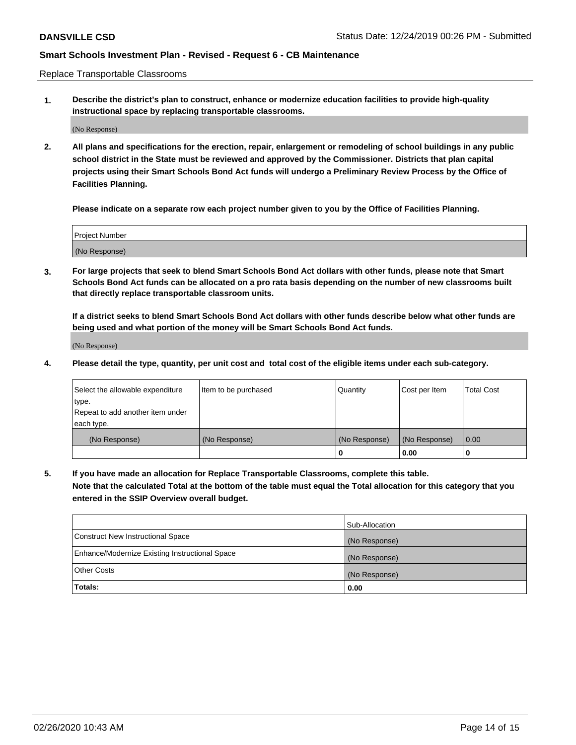## Replace Transportable Classrooms

**1. Describe the district's plan to construct, enhance or modernize education facilities to provide high-quality instructional space by replacing transportable classrooms.**

(No Response)

**2. All plans and specifications for the erection, repair, enlargement or remodeling of school buildings in any public school district in the State must be reviewed and approved by the Commissioner. Districts that plan capital projects using their Smart Schools Bond Act funds will undergo a Preliminary Review Process by the Office of Facilities Planning.**

**Please indicate on a separate row each project number given to you by the Office of Facilities Planning.**

| Project Number |
| --- |
| (No Response) |

**3. For large projects that seek to blend Smart Schools Bond Act dollars with other funds, please note that Smart Schools Bond Act funds can be allocated on a pro rata basis depending on the number of new classrooms built that directly replace transportable classroom units.**

**If a district seeks to blend Smart Schools Bond Act dollars with other funds describe below what other funds are being used and what portion of the money will be Smart Schools Bond Act funds.**

(No Response)

**4. Please detail the type, quantity, per unit cost and total cost of the eligible items under each sub-category.**

| Select the allowable expenditure type. Repeat to add another item under each type. | Item to be purchased | Quantity | Cost per Item | Total Cost |
| --- | --- | --- | --- | --- |
| (No Response) | (No Response) | (No Response) | (No Response) | 0.00 |
| | | 0 | 0.00 | 0 |

**5. If you have made an allocation for Replace Transportable Classrooms, complete this table. Note that the calculated Total at the bottom of the table must equal the Total allocation for this category that you entered in the SSIP Overview overall budget.**

| | Sub-Allocation |
| --- | --- |
| Construct New Instructional Space | (No Response) |
| Enhance/Modernize Existing Instructional Space | (No Response) |
| Other Costs | (No Response) |
| **Totals:** | **0.00** |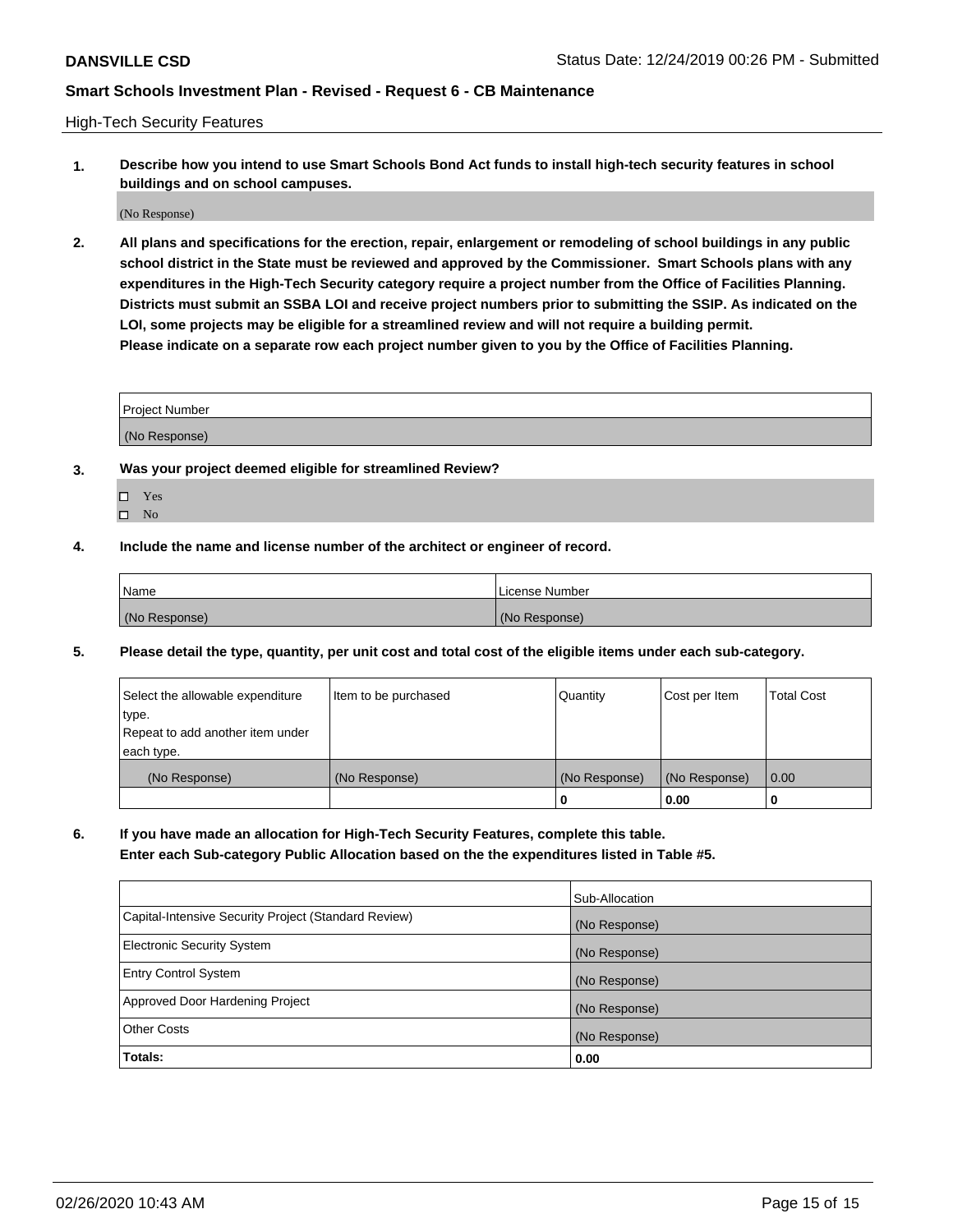**DANSVILLE CSD** Status Date: 12/24/2019 00:26 PM - Submitted

**Smart Schools Investment Plan - Revised - Request 6 - CB Maintenance**

High-Tech Security Features

**1. Describe how you intend to use Smart Schools Bond Act funds to install high-tech security features in school buildings and on school campuses.**

(No Response)

**2. All plans and specifications for the erection, repair, enlargement or remodeling of school buildings in any public school district in the State must be reviewed and approved by the Commissioner. Smart Schools plans with any expenditures in the High-Tech Security category require a project number from the Office of Facilities Planning. Districts must submit an SSBA LOI and receive project numbers prior to submitting the SSIP. As indicated on the LOI, some projects may be eligible for a streamlined review and will not require a building permit. Please indicate on a separate row each project number given to you by the Office of Facilities Planning.**

| Project Number |
| --- |
| (No Response) |

**3. Was your project deemed eligible for streamlined Review?**

- ☐ Yes
- ☐ No

**4. Include the name and license number of the architect or engineer of record.**

| Name | License Number |
| --- | --- |
| (No Response) | (No Response) |

**5. Please detail the type, quantity, per unit cost and total cost of the eligible items under each sub-category.**

| Select the allowable expenditure type. Repeat to add another item under each type. | Item to be purchased | Quantity | Cost per Item | Total Cost |
| --- | --- | --- | --- | --- |
| (No Response) | (No Response) | (No Response) | (No Response) | 0.00 |
| | | 0 | 0.00 | 0 |

**6. If you have made an allocation for High-Tech Security Features, complete this table. Enter each Sub-category Public Allocation based on the the expenditures listed in Table #5.**

| | Sub-Allocation |
| --- | --- |
| Capital-Intensive Security Project (Standard Review) | (No Response) |
| Electronic Security System | (No Response) |
| Entry Control System | (No Response) |
| Approved Door Hardening Project | (No Response) |
| Other Costs | (No Response) |
| **Totals:** | **0.00** |